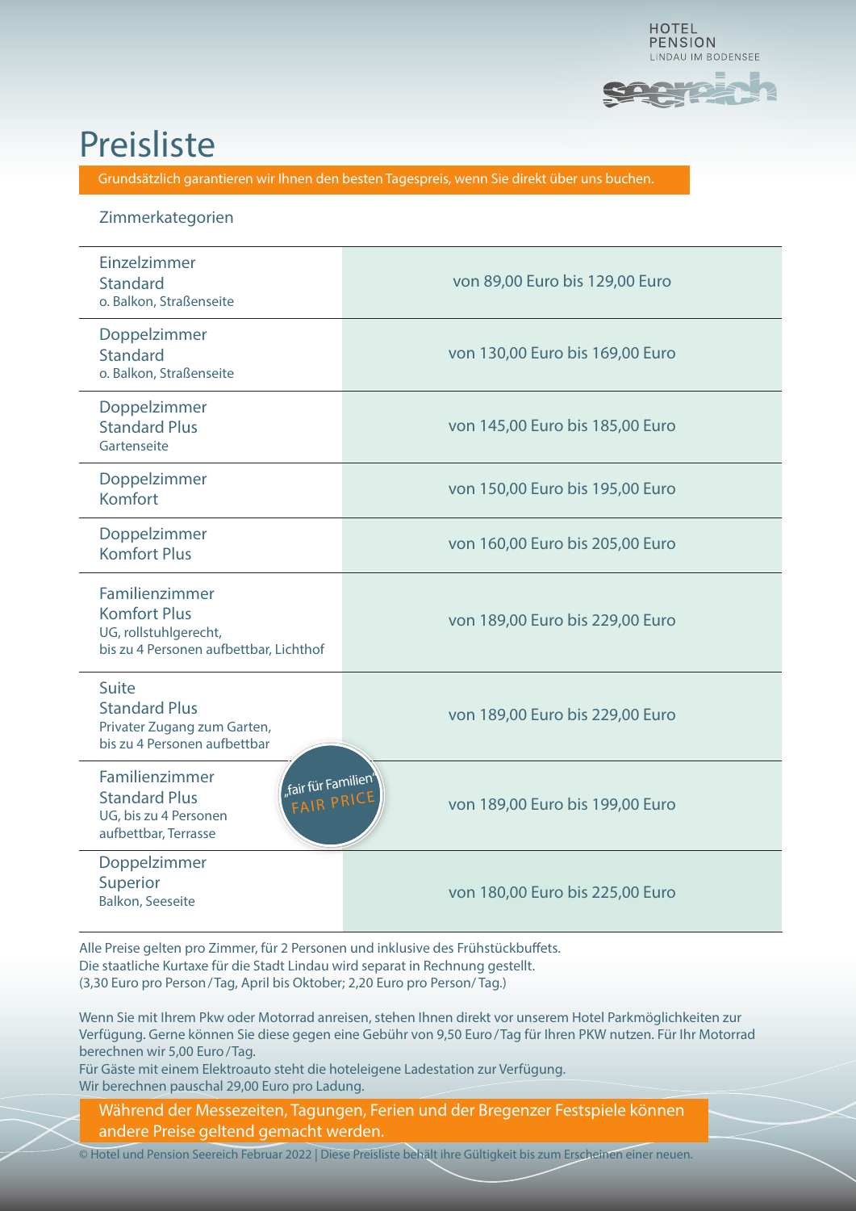HOTEL
PENSION
LINDAU IM BODENSEE

seereich

# Preisliste

Grundsätzlich garantieren wir Ihnen den besten Tagespreis, wenn Sie direkt über uns buchen.

Zimmerkategorien

| Zimmer | Preis |
| --- | --- |
| Einzelzimmer<br>Standard<br>o. Balkon, Straßenseite | von 89,00 Euro bis 129,00 Euro |
| Doppelzimmer<br>Standard<br>o. Balkon, Straßenseite | von 130,00 Euro bis 169,00 Euro |
| Doppelzimmer<br>Standard Plus<br>Gartenseite | von 145,00 Euro bis 185,00 Euro |
| Doppelzimmer<br>Komfort | von 150,00 Euro bis 195,00 Euro |
| Doppelzimmer<br>Komfort Plus | von 160,00 Euro bis 205,00 Euro |
| Familienzimmer<br>Komfort Plus<br>UG, rollstuhlgerecht,<br>bis zu 4 Personen aufbettbar, Lichthof | von 189,00 Euro bis 229,00 Euro |
| Suite<br>Standard Plus<br>Privater Zugang zum Garten,<br>bis zu 4 Personen aufbettbar | von 189,00 Euro bis 229,00 Euro |
| Familienzimmer<br>Standard Plus<br>UG, bis zu 4 Personen<br>aufbettbar, Terrasse<br>„fair für Familien" FAIR PRICE | von 189,00 Euro bis 199,00 Euro |
| Doppelzimmer<br>Superior<br>Balkon, Seeseite | von 180,00 Euro bis 225,00 Euro |

Alle Preise gelten pro Zimmer, für 2 Personen und inklusive des Frühstückbuffets.
Die staatliche Kurtaxe für die Stadt Lindau wird separat in Rechnung gestellt.
(3,30 Euro pro Person / Tag, April bis Oktober; 2,20 Euro pro Person/ Tag.)

Wenn Sie mit Ihrem Pkw oder Motorrad anreisen, stehen Ihnen direkt vor unserem Hotel Parkmöglichkeiten zur Verfügung. Gerne können Sie diese gegen eine Gebühr von 9,50 Euro / Tag für Ihren PKW nutzen. Für Ihr Motorrad berechnen wir 5,00 Euro / Tag.
Für Gäste mit einem Elektroauto steht die hoteleigene Ladestation zur Verfügung.
Wir berechnen pauschal 29,00 Euro pro Ladung.

Während der Messezeiten, Tagungen, Ferien und der Bregenzer Festspiele können andere Preise geltend gemacht werden.

© Hotel und Pension Seereich Februar 2022 | Diese Preisliste behält ihre Gültigkeit bis zum Erscheinen einer neuen.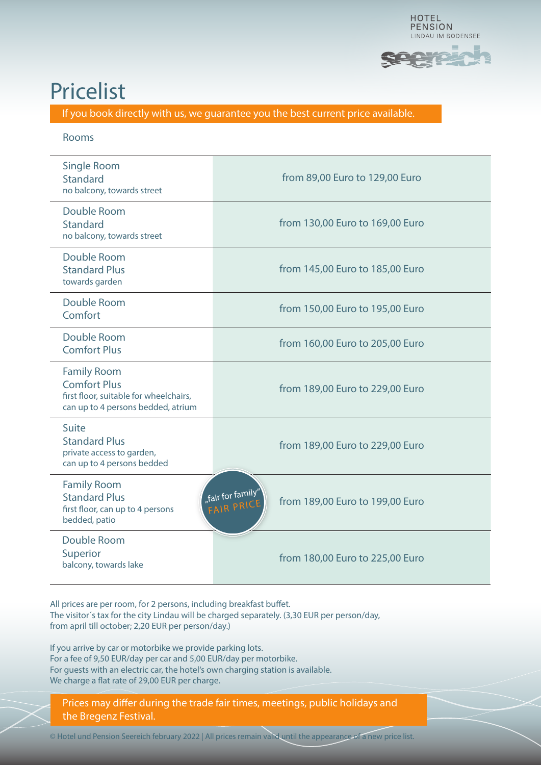HOTEL
PENSION
LINDAU IM BODENSEE

# Pricelist

If you book directly with us, we guarantee you the best current price available.

Rooms

| | |
|---|---|
| Single Room<br>Standard<br>no balcony, towards street | from 89,00 Euro to 129,00 Euro |
| Double Room<br>Standard<br>no balcony, towards street | from 130,00 Euro to 169,00 Euro |
| Double Room<br>Standard Plus<br>towards garden | from 145,00 Euro to 185,00 Euro |
| Double Room<br>Comfort | from 150,00 Euro to 195,00 Euro |
| Double Room<br>Comfort Plus | from 160,00 Euro to 205,00 Euro |
| Family Room<br>Comfort Plus<br>first floor, suitable for wheelchairs, can up to 4 persons bedded, atrium | from 189,00 Euro to 229,00 Euro |
| Suite<br>Standard Plus<br>private access to garden, can up to 4 persons bedded | from 189,00 Euro to 229,00 Euro |
| Family Room<br>Standard Plus<br>first floor, can up to 4 persons bedded, patio<br>„fair for family" FAIR PRICE | from 189,00 Euro to 199,00 Euro |
| Double Room<br>Superior<br>balcony, towards lake | from 180,00 Euro to 225,00 Euro |

All prices are per room, for 2 persons, including breakfast buffet.
The visitor´s tax for the city Lindau will be charged separately. (3,30 EUR per person/day, from april till october; 2,20 EUR per person/day.)

If you arrive by car or motorbike we provide parking lots.
For a fee of 9,50 EUR/day per car and 5,00 EUR/day per motorbike.
For guests with an electric car, the hotel's own charging station is available.
We charge a flat rate of 29,00 EUR per charge.

Prices may differ during the trade fair times, meetings, public holidays and the Bregenz Festival.

© Hotel und Pension Seereich february 2022 | All prices remain valid until the appearance of a new price list.